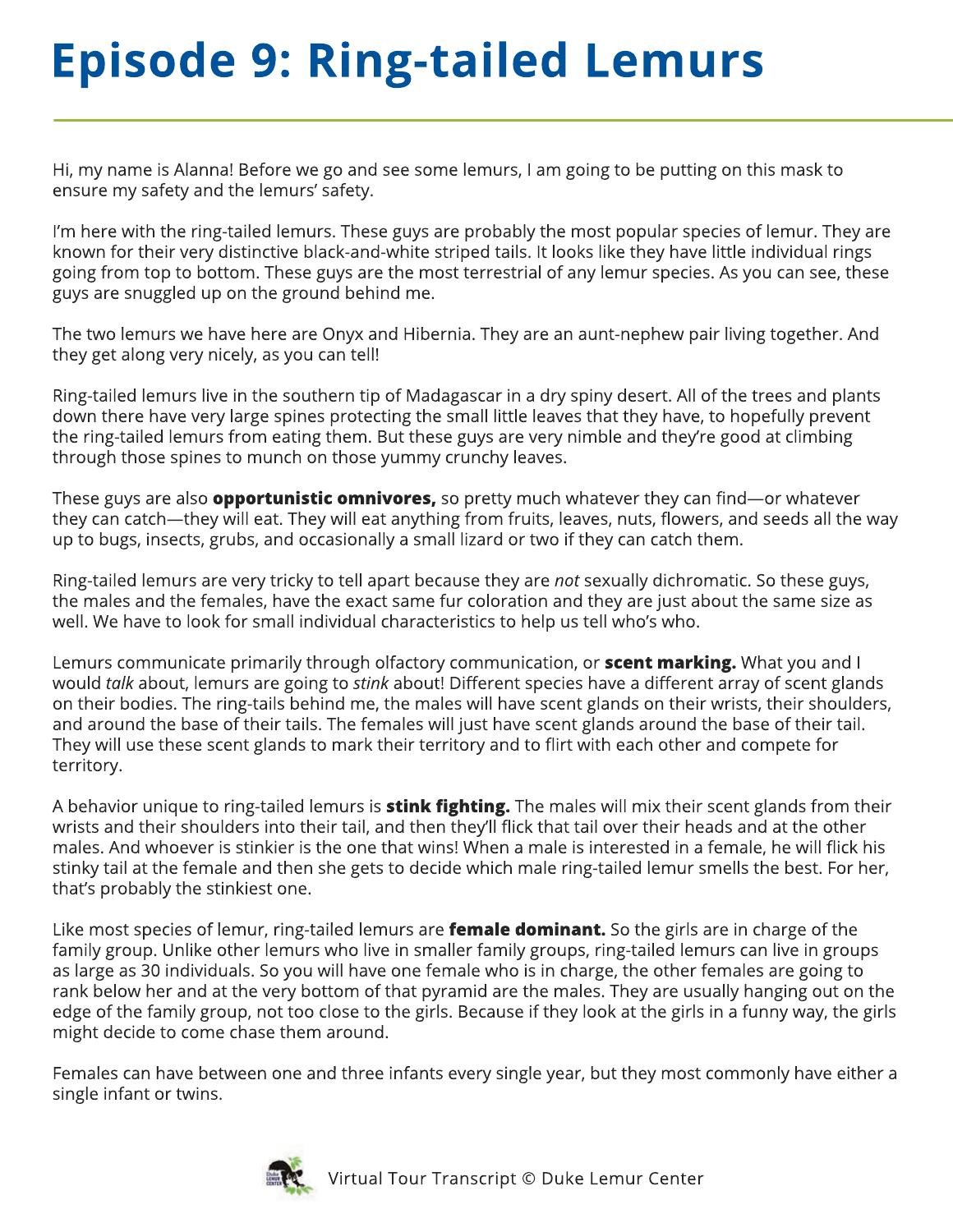# Episode 9: Ring-tailed Lemurs

Hi, my name is Alanna! Before we go and see some lemurs, I am going to be putting on this mask to ensure my safety and the lemurs' safety.

I'm here with the ring-tailed lemurs. These guys are probably the most popular species of lemur. They are known for their very distinctive black-and-white striped tails. It looks like they have little individual rings going from top to bottom. These guys are the most terrestrial of any lemur species. As you can see, these guys are snuggled up on the ground behind me.

The two lemurs we have here are Onyx and Hibernia. They are an aunt-nephew pair living together. And they get along very nicely, as you can tell!

Ring-tailed lemurs live in the southern tip of Madagascar in a dry spiny desert. All of the trees and plants down there have very large spines protecting the small little leaves that they have, to hopefully prevent the ring-tailed lemurs from eating them. But these guys are very nimble and they're good at climbing through those spines to munch on those yummy crunchy leaves.

These guys are also **opportunistic omnivores,** so pretty much whatever they can find—or whatever they can catch—they will eat. They will eat anything from fruits, leaves, nuts, flowers, and seeds all the way up to bugs, insects, grubs, and occasionally a small lizard or two if they can catch them.

Ring-tailed lemurs are very tricky to tell apart because they are *not* sexually dichromatic. So these guys, the males and the females, have the exact same fur coloration and they are just about the same size as well. We have to look for small individual characteristics to help us tell who's who.

Lemurs communicate primarily through olfactory communication, or **scent marking.** What you and I would *talk* about, lemurs are going to *stink* about! Different species have a different array of scent glands on their bodies. The ring-tails behind me, the males will have scent glands on their wrists, their shoulders, and around the base of their tails. The females will just have scent glands around the base of their tail. They will use these scent glands to mark their territory and to flirt with each other and compete for territory.

A behavior unique to ring-tailed lemurs is **stink fighting.** The males will mix their scent glands from their wrists and their shoulders into their tail, and then they'll flick that tail over their heads and at the other males. And whoever is stinkier is the one that wins! When a male is interested in a female, he will flick his stinky tail at the female and then she gets to decide which male ring-tailed lemur smells the best. For her, that's probably the stinkiest one.

Like most species of lemur, ring-tailed lemurs are **female dominant.** So the girls are in charge of the family group. Unlike other lemurs who live in smaller family groups, ring-tailed lemurs can live in groups as large as 30 individuals. So you will have one female who is in charge, the other females are going to rank below her and at the very bottom of that pyramid are the males. They are usually hanging out on the edge of the family group, not too close to the girls. Because if they look at the girls in a funny way, the girls might decide to come chase them around.

Females can have between one and three infants every single year, but they most commonly have either a single infant or twins.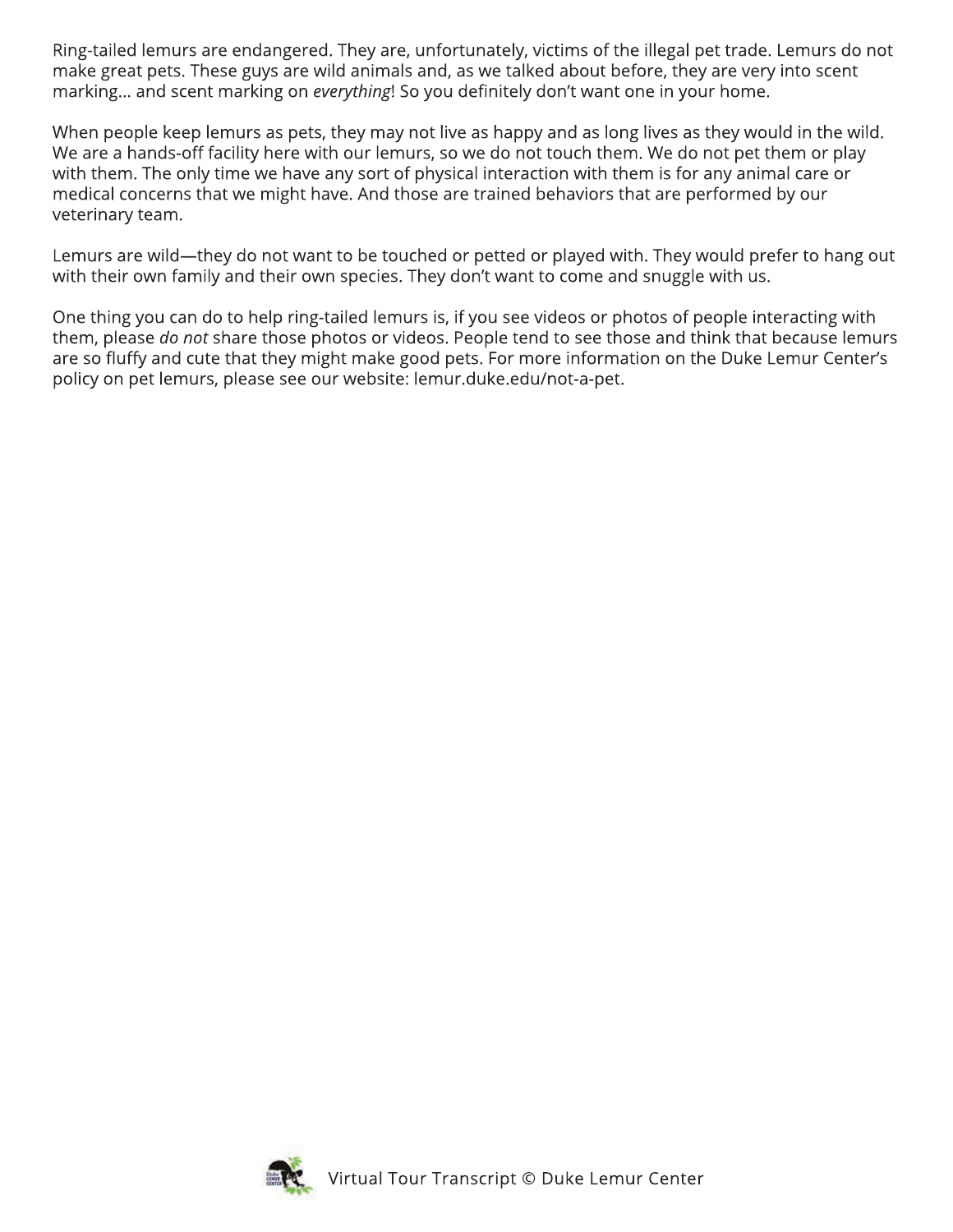Ring-tailed lemurs are endangered. They are, unfortunately, victims of the illegal pet trade. Lemurs do not make great pets. These guys are wild animals and, as we talked about before, they are very into scent marking… and scent marking on *everything*! So you definitely don't want one in your home.

When people keep lemurs as pets, they may not live as happy and as long lives as they would in the wild. We are a hands-off facility here with our lemurs, so we do not touch them. We do not pet them or play with them. The only time we have any sort of physical interaction with them is for any animal care or medical concerns that we might have. And those are trained behaviors that are performed by our veterinary team.

Lemurs are wild—they do not want to be touched or petted or played with. They would prefer to hang out with their own family and their own species. They don't want to come and snuggle with us.

One thing you can do to help ring-tailed lemurs is, if you see videos or photos of people interacting with them, please *do not* share those photos or videos. People tend to see those and think that because lemurs are so fluffy and cute that they might make good pets. For more information on the Duke Lemur Center's policy on pet lemurs, please see our website: lemur.duke.edu/not-a-pet.